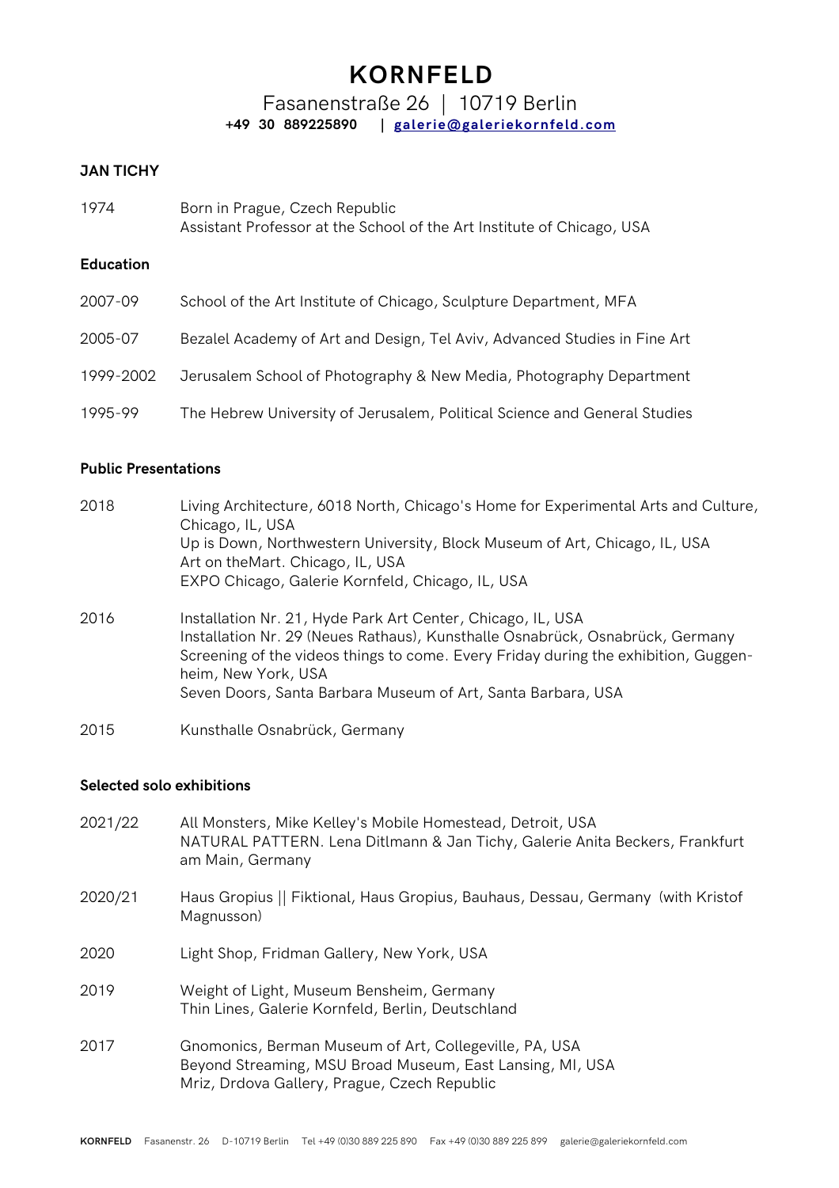# KORNFELD

Fasanenstraße 26 | 10719 Berlin
**+49 30 889225890 | galerie@galeriekornfeld.com**

**JAN TICHY**

1974 Born in Prague, Czech Republic
Assistant Professor at the School of the Art Institute of Chicago, USA

**Education**

2007-09 School of the Art Institute of Chicago, Sculpture Department, MFA

2005-07 Bezalel Academy of Art and Design, Tel Aviv, Advanced Studies in Fine Art

1999-2002 Jerusalem School of Photography & New Media, Photography Department

1995-99 The Hebrew University of Jerusalem, Political Science and General Studies

**Public Presentations**

2018 Living Architecture, 6018 North, Chicago's Home for Experimental Arts and Culture, Chicago, IL, USA
Up is Down, Northwestern University, Block Museum of Art, Chicago, IL, USA
Art on theMart. Chicago, IL, USA
EXPO Chicago, Galerie Kornfeld, Chicago, IL, USA

2016 Installation Nr. 21, Hyde Park Art Center, Chicago, IL, USA
Installation Nr. 29 (Neues Rathaus), Kunsthalle Osnabrück, Osnabrück, Germany
Screening of the videos things to come. Every Friday during the exhibition, Guggenheim, New York, USA
Seven Doors, Santa Barbara Museum of Art, Santa Barbara, USA

2015 Kunsthalle Osnabrück, Germany

**Selected solo exhibitions**

2021/22 All Monsters, Mike Kelley's Mobile Homestead, Detroit, USA
NATURAL PATTERN. Lena Ditlmann & Jan Tichy, Galerie Anita Beckers, Frankfurt am Main, Germany

2020/21 Haus Gropius || Fiktional, Haus Gropius, Bauhaus, Dessau, Germany (with Kristof Magnusson)

2020 Light Shop, Fridman Gallery, New York, USA

2019 Weight of Light, Museum Bensheim, Germany
Thin Lines, Galerie Kornfeld, Berlin, Deutschland

2017 Gnomonics, Berman Museum of Art, Collegeville, PA, USA
Beyond Streaming, MSU Broad Museum, East Lansing, MI, USA
Mriz, Drdova Gallery, Prague, Czech Republic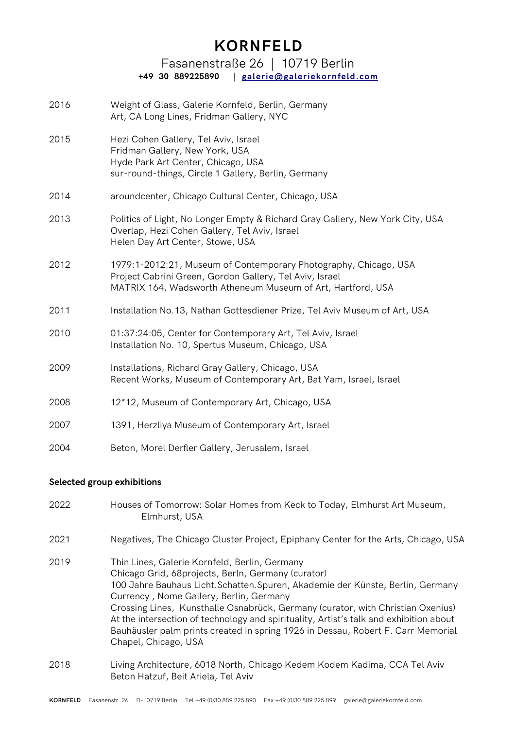# KORNFELD

Fasanenstraße 26 | 10719 Berlin

**+49 30 889225890 | galerie@galeriekornfeld.com**

2016 Weight of Glass, Galerie Kornfeld, Berlin, Germany
Art, CA Long Lines, Fridman Gallery, NYC

2015 Hezi Cohen Gallery, Tel Aviv, Israel
Fridman Gallery, New York, USA
Hyde Park Art Center, Chicago, USA
sur-round-things, Circle 1 Gallery, Berlin, Germany

2014 aroundcenter, Chicago Cultural Center, Chicago, USA

2013 Politics of Light, No Longer Empty & Richard Gray Gallery, New York City, USA
Overlap, Hezi Cohen Gallery, Tel Aviv, Israel
Helen Day Art Center, Stowe, USA

2012 1979:1-2012:21, Museum of Contemporary Photography, Chicago, USA
Project Cabrini Green, Gordon Gallery, Tel Aviv, Israel
MATRIX 164, Wadsworth Atheneum Museum of Art, Hartford, USA

2011 Installation No.13, Nathan Gottesdiener Prize, Tel Aviv Museum of Art, USA

2010 01:37:24:05, Center for Contemporary Art, Tel Aviv, Israel
Installation No. 10, Spertus Museum, Chicago, USA

2009 Installations, Richard Gray Gallery, Chicago, USA
Recent Works, Museum of Contemporary Art, Bat Yam, Israel, Israel

2008 12*12, Museum of Contemporary Art, Chicago, USA

2007 1391, Herzliya Museum of Contemporary Art, Israel

2004 Beton, Morel Derfler Gallery, Jerusalem, Israel

**Selected group exhibitions**

2022 Houses of Tomorrow: Solar Homes from Keck to Today, Elmhurst Art Museum, Elmhurst, USA

2021 Negatives, The Chicago Cluster Project, Epiphany Center for the Arts, Chicago, USA

2019 Thin Lines, Galerie Kornfeld, Berlin, Germany
Chicago Grid, 68projects, Berln, Germany (curator)
100 Jahre Bauhaus Licht.Schatten.Spuren, Akademie der Künste, Berlin, Germany
Currency , Nome Gallery, Berlin, Germany
Crossing Lines, Kunsthalle Osnabrück, Germany (curator, with Christian Oxenius)
At the intersection of technology and spirituality, Artist's talk and exhibition about Bauhäusler palm prints created in spring 1926 in Dessau, Robert F. Carr Memorial Chapel, Chicago, USA

2018 Living Architecture, 6018 North, Chicago Kedem Kodem Kadima, CCA Tel Aviv
Beton Hatzuf, Beit Ariela, Tel Aviv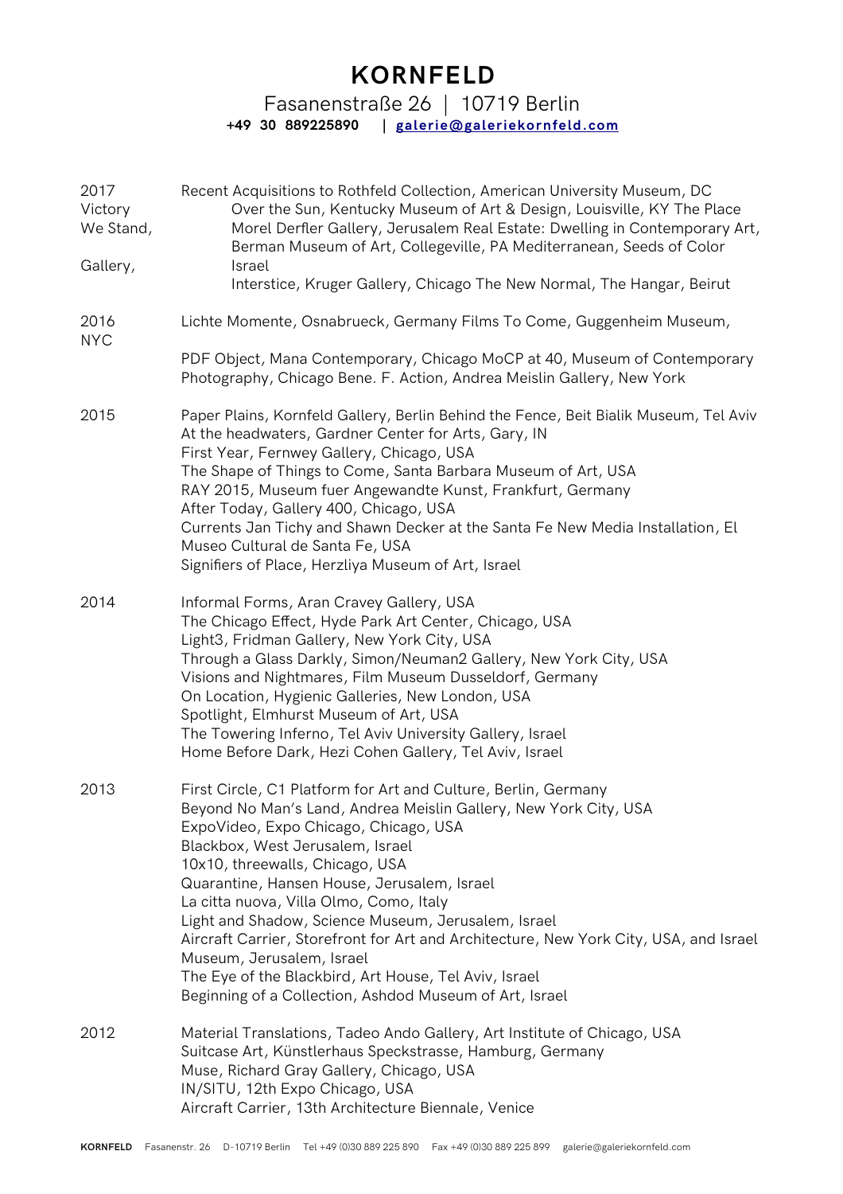# KORNFELD

Fasanenstraße 26 | 10719 Berlin

**+49 30 889225890 | galerie@galeriekornfeld.com**

2017 Recent Acquisitions to Rothfeld Collection, American University Museum, DC
Victory Over the Sun, Kentucky Museum of Art & Design, Louisville, KY The Place
We Stand, Morel Derfler Gallery, Jerusalem Real Estate: Dwelling in Contemporary Art, Berman Museum of Art, Collegeville, PA Mediterranean, Seeds of Color
Gallery, Israel
Interstice, Kruger Gallery, Chicago The New Normal, The Hangar, Beirut

2016 Lichte Momente, Osnabrueck, Germany Films To Come, Guggenheim Museum, NYC
PDF Object, Mana Contemporary, Chicago MoCP at 40, Museum of Contemporary Photography, Chicago Bene. F. Action, Andrea Meislin Gallery, New York

2015 Paper Plains, Kornfeld Gallery, Berlin Behind the Fence, Beit Bialik Museum, Tel Aviv
At the headwaters, Gardner Center for Arts, Gary, IN
First Year, Fernwey Gallery, Chicago, USA
The Shape of Things to Come, Santa Barbara Museum of Art, USA
RAY 2015, Museum fuer Angewandte Kunst, Frankfurt, Germany
After Today, Gallery 400, Chicago, USA
Currents Jan Tichy and Shawn Decker at the Santa Fe New Media Installation, El Museo Cultural de Santa Fe, USA
Signifiers of Place, Herzliya Museum of Art, Israel

2014 Informal Forms, Aran Cravey Gallery, USA
The Chicago Effect, Hyde Park Art Center, Chicago, USA
Light3, Fridman Gallery, New York City, USA
Through a Glass Darkly, Simon/Neuman2 Gallery, New York City, USA
Visions and Nightmares, Film Museum Dusseldorf, Germany
On Location, Hygienic Galleries, New London, USA
Spotlight, Elmhurst Museum of Art, USA
The Towering Inferno, Tel Aviv University Gallery, Israel
Home Before Dark, Hezi Cohen Gallery, Tel Aviv, Israel

2013 First Circle, C1 Platform for Art and Culture, Berlin, Germany
Beyond No Man's Land, Andrea Meislin Gallery, New York City, USA
ExpoVideo, Expo Chicago, Chicago, USA
Blackbox, West Jerusalem, Israel
10x10, threewalls, Chicago, USA
Quarantine, Hansen House, Jerusalem, Israel
La citta nuova, Villa Olmo, Como, Italy
Light and Shadow, Science Museum, Jerusalem, Israel
Aircraft Carrier, Storefront for Art and Architecture, New York City, USA, and Israel Museum, Jerusalem, Israel
The Eye of the Blackbird, Art House, Tel Aviv, Israel
Beginning of a Collection, Ashdod Museum of Art, Israel

2012 Material Translations, Tadeo Ando Gallery, Art Institute of Chicago, USA
Suitcase Art, Künstlerhaus Speckstrasse, Hamburg, Germany
Muse, Richard Gray Gallery, Chicago, USA
IN/SITU, 12th Expo Chicago, USA
Aircraft Carrier, 13th Architecture Biennale, Venice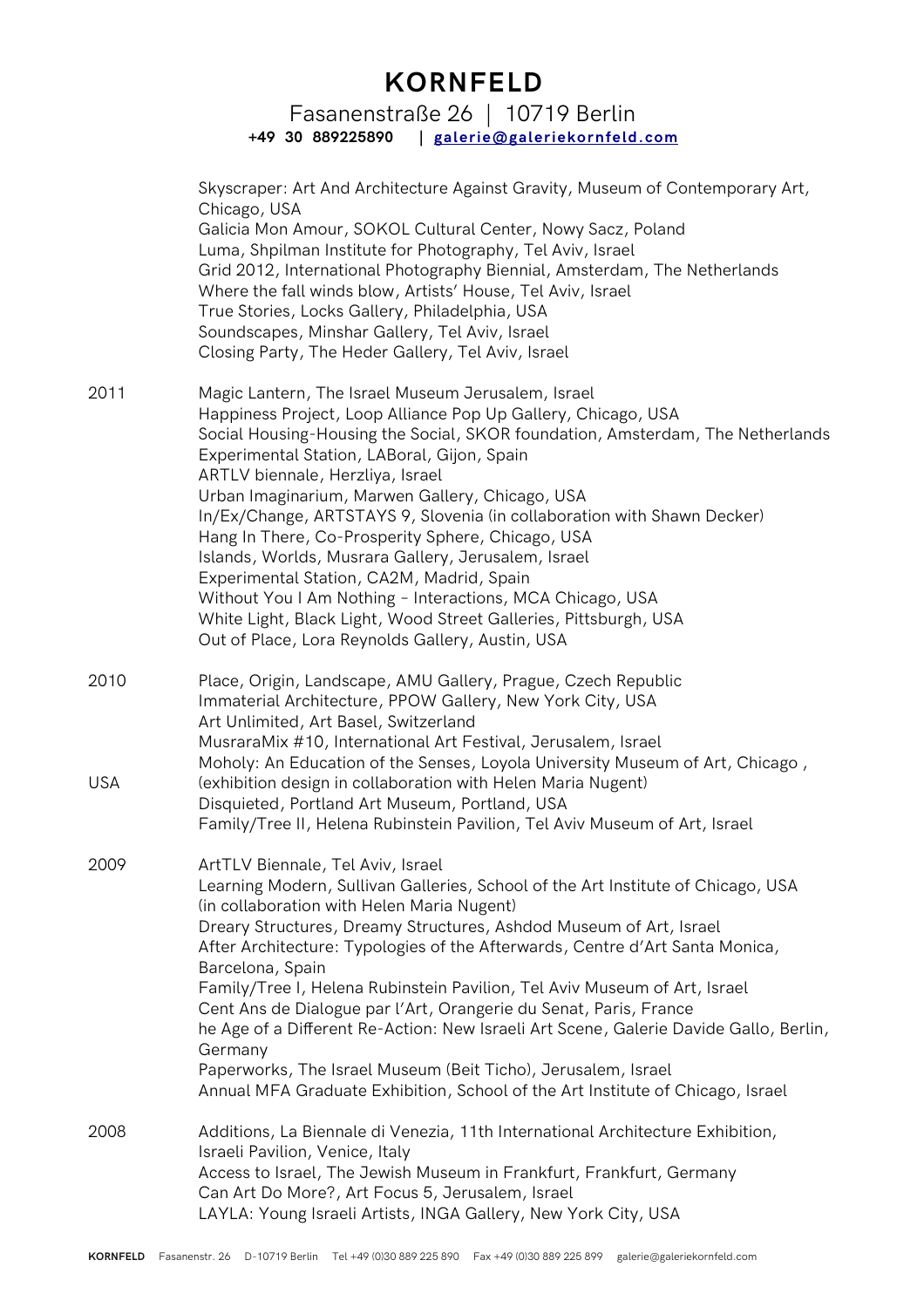Skyscraper: Art And Architecture Against Gravity, Museum of Contemporary Art, Chicago, USA
Galicia Mon Amour, SOKOL Cultural Center, Nowy Sacz, Poland
Luma, Shpilman Institute for Photography, Tel Aviv, Israel
Grid 2012, International Photography Biennial, Amsterdam, The Netherlands
Where the fall winds blow, Artists' House, Tel Aviv, Israel
True Stories, Locks Gallery, Philadelphia, USA
Soundscapes, Minshar Gallery, Tel Aviv, Israel
Closing Party, The Heder Gallery, Tel Aviv, Israel

**2011**

Magic Lantern, The Israel Museum Jerusalem, Israel
Happiness Project, Loop Alliance Pop Up Gallery, Chicago, USA
Social Housing-Housing the Social, SKOR foundation, Amsterdam, The Netherlands
Experimental Station, LABoral, Gijon, Spain
ARTLV biennale, Herzliya, Israel
Urban Imaginarium, Marwen Gallery, Chicago, USA
In/Ex/Change, ARTSTAYS 9, Slovenia (in collaboration with Shawn Decker)
Hang In There, Co-Prosperity Sphere, Chicago, USA
Islands, Worlds, Musrara Gallery, Jerusalem, Israel
Experimental Station, CA2M, Madrid, Spain
Without You I Am Nothing – Interactions, MCA Chicago, USA
White Light, Black Light, Wood Street Galleries, Pittsburgh, USA
Out of Place, Lora Reynolds Gallery, Austin, USA

**2010**

Place, Origin, Landscape, AMU Gallery, Prague, Czech Republic
Immaterial Architecture, PPOW Gallery, New York City, USA
Art Unlimited, Art Basel, Switzerland
MusraraMix #10, International Art Festival, Jerusalem, Israel
Moholy: An Education of the Senses, Loyola University Museum of Art, Chicago , USA (exhibition design in collaboration with Helen Maria Nugent)
Disquieted, Portland Art Museum, Portland, USA
Family/Tree II, Helena Rubinstein Pavilion, Tel Aviv Museum of Art, Israel

**2009**

ArtTLV Biennale, Tel Aviv, Israel
Learning Modern, Sullivan Galleries, School of the Art Institute of Chicago, USA (in collaboration with Helen Maria Nugent)
Dreary Structures, Dreamy Structures, Ashdod Museum of Art, Israel
After Architecture: Typologies of the Afterwards, Centre d'Art Santa Monica, Barcelona, Spain
Family/Tree I, Helena Rubinstein Pavilion, Tel Aviv Museum of Art, Israel
Cent Ans de Dialogue par l'Art, Orangerie du Senat, Paris, France
he Age of a Different Re-Action: New Israeli Art Scene, Galerie Davide Gallo, Berlin, Germany
Paperworks, The Israel Museum (Beit Ticho), Jerusalem, Israel
Annual MFA Graduate Exhibition, School of the Art Institute of Chicago, Israel

**2008**

Additions, La Biennale di Venezia, 11th International Architecture Exhibition, Israeli Pavilion, Venice, Italy
Access to Israel, The Jewish Museum in Frankfurt, Frankfurt, Germany
Can Art Do More?, Art Focus 5, Jerusalem, Israel
LAYLA: Young Israeli Artists, INGA Gallery, New York City, USA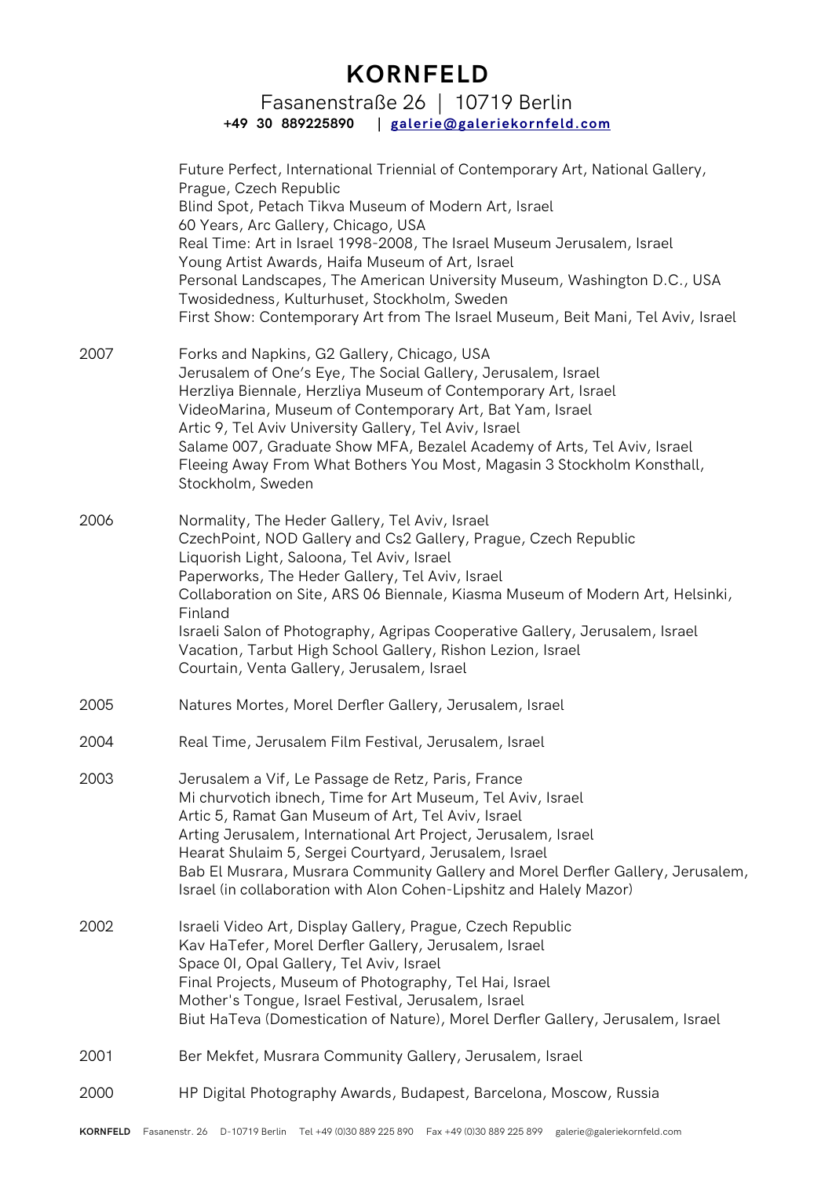Future Perfect, International Triennial of Contemporary Art, National Gallery, Prague, Czech Republic
Blind Spot, Petach Tikva Museum of Modern Art, Israel
60 Years, Arc Gallery, Chicago, USA
Real Time: Art in Israel 1998-2008, The Israel Museum Jerusalem, Israel
Young Artist Awards, Haifa Museum of Art, Israel
Personal Landscapes, The American University Museum, Washington D.C., USA
Twosidedness, Kulturhuset, Stockholm, Sweden
First Show: Contemporary Art from The Israel Museum, Beit Mani, Tel Aviv, Israel

2007
Forks and Napkins, G2 Gallery, Chicago, USA
Jerusalem of One's Eye, The Social Gallery, Jerusalem, Israel
Herzliya Biennale, Herzliya Museum of Contemporary Art, Israel
VideoMarina, Museum of Contemporary Art, Bat Yam, Israel
Artic 9, Tel Aviv University Gallery, Tel Aviv, Israel
Salame 007, Graduate Show MFA, Bezalel Academy of Arts, Tel Aviv, Israel
Fleeing Away From What Bothers You Most, Magasin 3 Stockholm Konsthall, Stockholm, Sweden

2006
Normality, The Heder Gallery, Tel Aviv, Israel
CzechPoint, NOD Gallery and Cs2 Gallery, Prague, Czech Republic
Liquorish Light, Saloona, Tel Aviv, Israel
Paperworks, The Heder Gallery, Tel Aviv, Israel
Collaboration on Site, ARS 06 Biennale, Kiasma Museum of Modern Art, Helsinki, Finland
Israeli Salon of Photography, Agripas Cooperative Gallery, Jerusalem, Israel
Vacation, Tarbut High School Gallery, Rishon Lezion, Israel
Courtain, Venta Gallery, Jerusalem, Israel

2005
Natures Mortes, Morel Derfler Gallery, Jerusalem, Israel

2004
Real Time, Jerusalem Film Festival, Jerusalem, Israel

2003
Jerusalem a Vif, Le Passage de Retz, Paris, France
Mi churvotich ibnech, Time for Art Museum, Tel Aviv, Israel
Artic 5, Ramat Gan Museum of Art, Tel Aviv, Israel
Arting Jerusalem, International Art Project, Jerusalem, Israel
Hearat Shulaim 5, Sergei Courtyard, Jerusalem, Israel
Bab El Musrara, Musrara Community Gallery and Morel Derfler Gallery, Jerusalem, Israel (in collaboration with Alon Cohen-Lipshitz and Halely Mazor)

2002
Israeli Video Art, Display Gallery, Prague, Czech Republic
Kav HaTefer, Morel Derfler Gallery, Jerusalem, Israel
Space 0I, Opal Gallery, Tel Aviv, Israel
Final Projects, Museum of Photography, Tel Hai, Israel
Mother's Tongue, Israel Festival, Jerusalem, Israel
Biut HaTeva (Domestication of Nature), Morel Derfler Gallery, Jerusalem, Israel

2001
Ber Mekfet, Musrara Community Gallery, Jerusalem, Israel

2000
HP Digital Photography Awards, Budapest, Barcelona, Moscow, Russia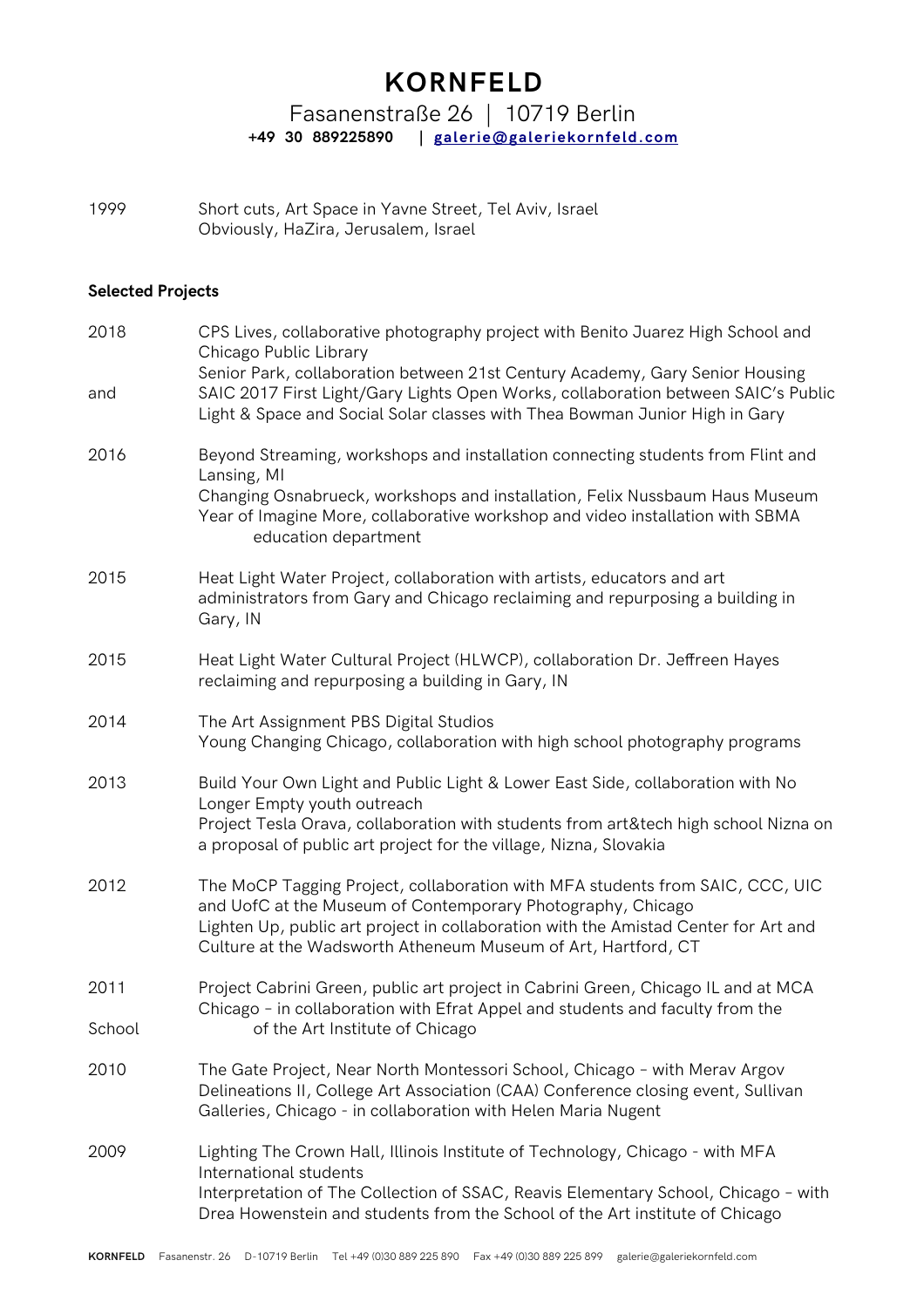# KORNFELD

Fasanenstraße 26 | 10719 Berlin
**+49 30 889225890 | galerie@galeriekornfeld.com**

| | |
|---|---|
| 1999 | Short cuts, Art Space in Yavne Street, Tel Aviv, Israel<br>Obviously, HaZira, Jerusalem, Israel |

**Selected Projects**

| | |
|---|---|
| 2018 | CPS Lives, collaborative photography project with Benito Juarez High School and Chicago Public Library<br>Senior Park, collaboration between 21st Century Academy, Gary Senior Housing |
| and | SAIC 2017 First Light/Gary Lights Open Works, collaboration between SAIC's Public Light & Space and Social Solar classes with Thea Bowman Junior High in Gary |
| 2016 | Beyond Streaming, workshops and installation connecting students from Flint and Lansing, MI<br>Changing Osnabrueck, workshops and installation, Felix Nussbaum Haus Museum<br>Year of Imagine More, collaborative workshop and video installation with SBMA education department |
| 2015 | Heat Light Water Project, collaboration with artists, educators and art administrators from Gary and Chicago reclaiming and repurposing a building in Gary, IN |
| 2015 | Heat Light Water Cultural Project (HLWCP), collaboration Dr. Jeffreen Hayes reclaiming and repurposing a building in Gary, IN |
| 2014 | The Art Assignment PBS Digital Studios<br>Young Changing Chicago, collaboration with high school photography programs |
| 2013 | Build Your Own Light and Public Light & Lower East Side, collaboration with No Longer Empty youth outreach<br>Project Tesla Orava, collaboration with students from art&tech high school Nizna on a proposal of public art project for the village, Nizna, Slovakia |
| 2012 | The MoCP Tagging Project, collaboration with MFA students from SAIC, CCC, UIC and UofC at the Museum of Contemporary Photography, Chicago<br>Lighten Up, public art project in collaboration with the Amistad Center for Art and Culture at the Wadsworth Atheneum Museum of Art, Hartford, CT |
| 2011 | Project Cabrini Green, public art project in Cabrini Green, Chicago IL and at MCA Chicago – in collaboration with Efrat Appel and students and faculty from the |
| School | of the Art Institute of Chicago |
| 2010 | The Gate Project, Near North Montessori School, Chicago – with Merav Argov<br>Delineations II, College Art Association (CAA) Conference closing event, Sullivan Galleries, Chicago - in collaboration with Helen Maria Nugent |
| 2009 | Lighting The Crown Hall, Illinois Institute of Technology, Chicago - with MFA International students<br>Interpretation of The Collection of SSAC, Reavis Elementary School, Chicago – with Drea Howenstein and students from the School of the Art institute of Chicago |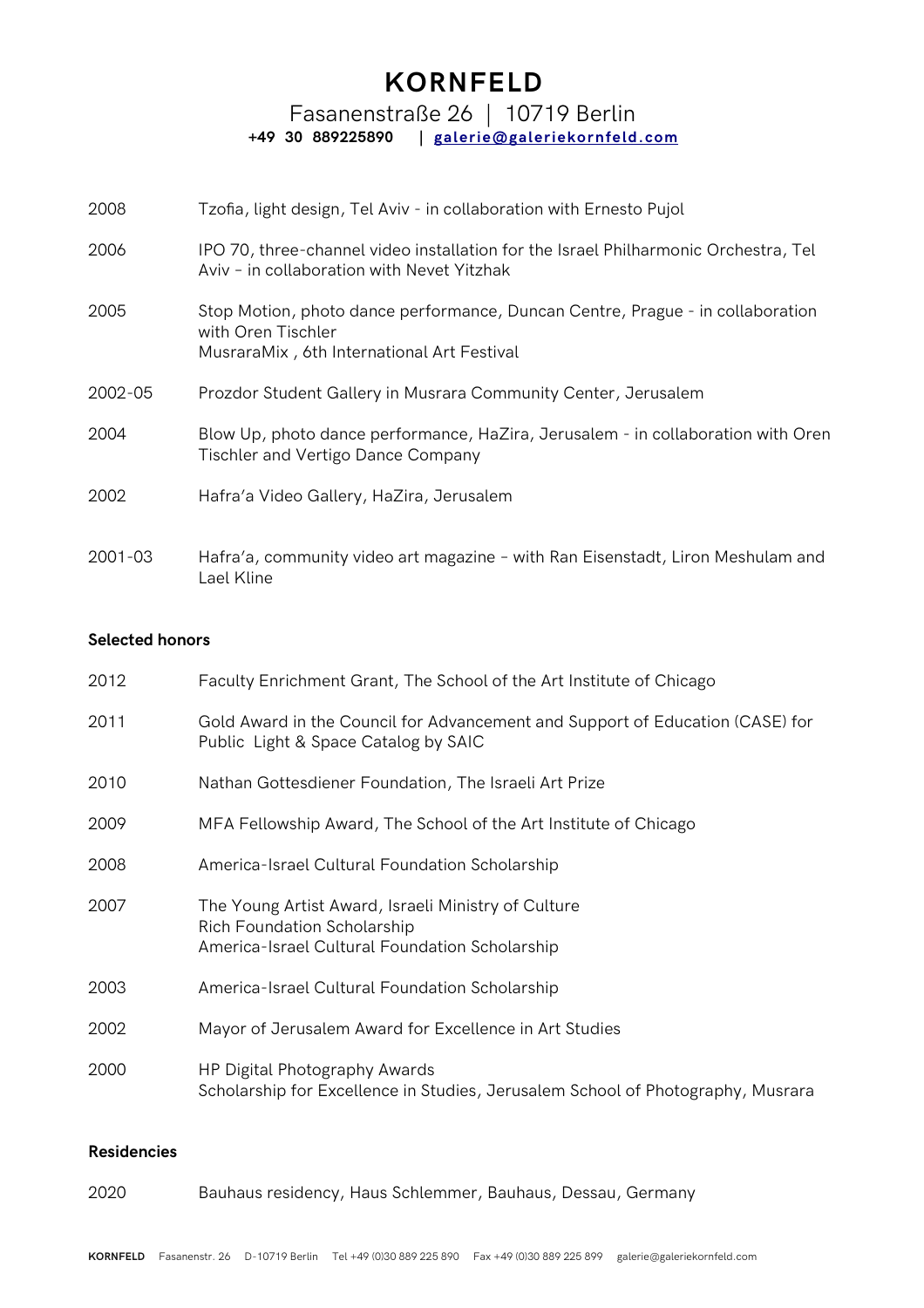| | |
|---|---|
| 2008 | Tzofia, light design, Tel Aviv - in collaboration with Ernesto Pujol |
| 2006 | IPO 70, three-channel video installation for the Israel Philharmonic Orchestra, Tel Aviv – in collaboration with Nevet Yitzhak |
| 2005 | Stop Motion, photo dance performance, Duncan Centre, Prague - in collaboration with Oren Tischler<br>MusraraMix , 6th International Art Festival |
| 2002-05 | Prozdor Student Gallery in Musrara Community Center, Jerusalem |
| 2004 | Blow Up, photo dance performance, HaZira, Jerusalem - in collaboration with Oren Tischler and Vertigo Dance Company |
| 2002 | Hafra'a Video Gallery, HaZira, Jerusalem |
| 2001-03 | Hafra'a, community video art magazine – with Ran Eisenstadt, Liron Meshulam and Lael Kline |

**Selected honors**

| | |
|---|---|
| 2012 | Faculty Enrichment Grant, The School of the Art Institute of Chicago |
| 2011 | Gold Award in the Council for Advancement and Support of Education (CASE) for Public Light & Space Catalog by SAIC |
| 2010 | Nathan Gottesdiener Foundation, The Israeli Art Prize |
| 2009 | MFA Fellowship Award, The School of the Art Institute of Chicago |
| 2008 | America-Israel Cultural Foundation Scholarship |
| 2007 | The Young Artist Award, Israeli Ministry of Culture<br>Rich Foundation Scholarship<br>America-Israel Cultural Foundation Scholarship |
| 2003 | America-Israel Cultural Foundation Scholarship |
| 2002 | Mayor of Jerusalem Award for Excellence in Art Studies |
| 2000 | HP Digital Photography Awards<br>Scholarship for Excellence in Studies, Jerusalem School of Photography, Musrara |

**Residencies**

| | |
|---|---|
| 2020 | Bauhaus residency, Haus Schlemmer, Bauhaus, Dessau, Germany |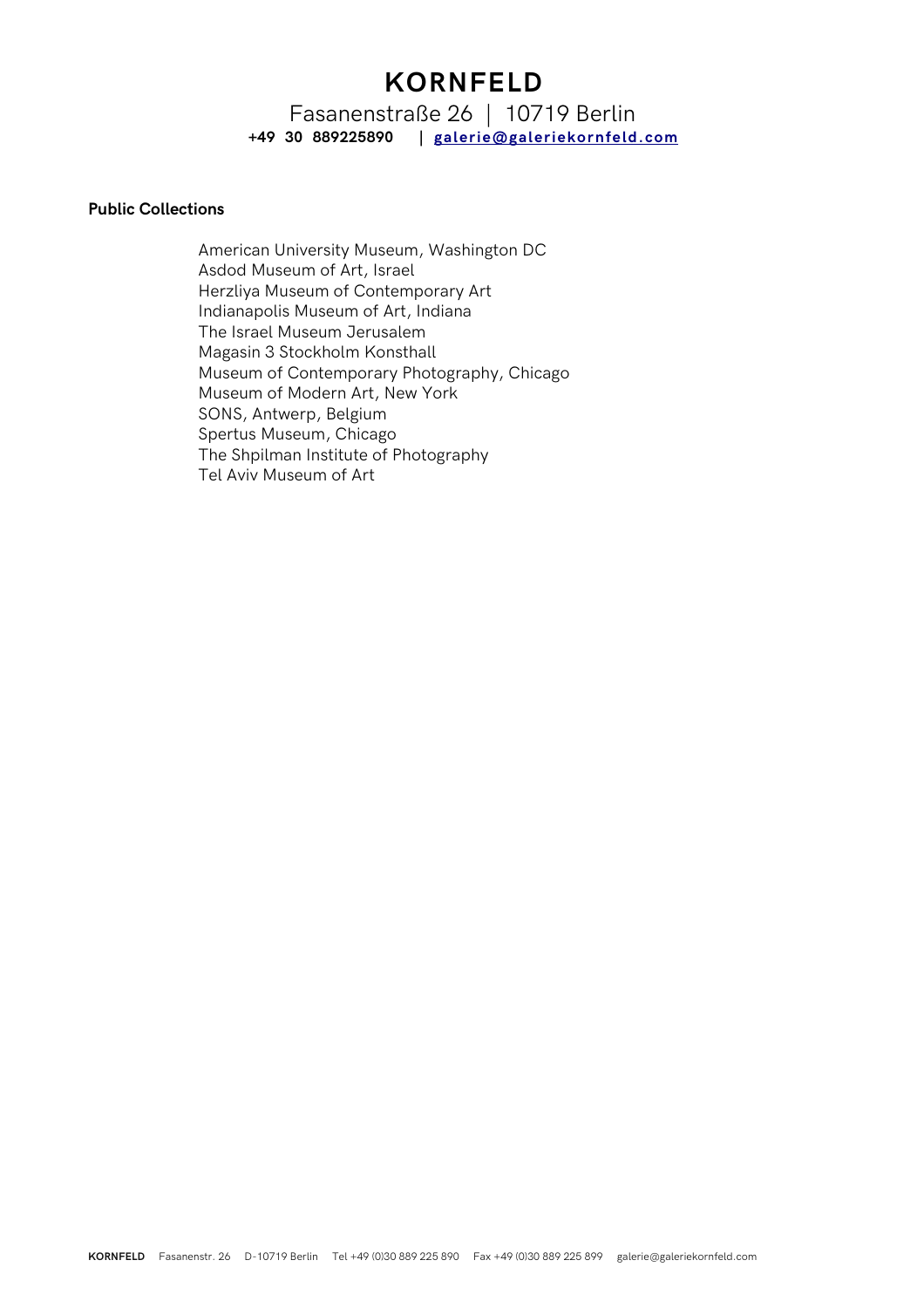## Public Collections

American University Museum, Washington DC
Asdod Museum of Art, Israel
Herzliya Museum of Contemporary Art
Indianapolis Museum of Art, Indiana
The Israel Museum Jerusalem
Magasin 3 Stockholm Konsthall
Museum of Contemporary Photography, Chicago
Museum of Modern Art, New York
SONS, Antwerp, Belgium
Spertus Museum, Chicago
The Shpilman Institute of Photography
Tel Aviv Museum of Art